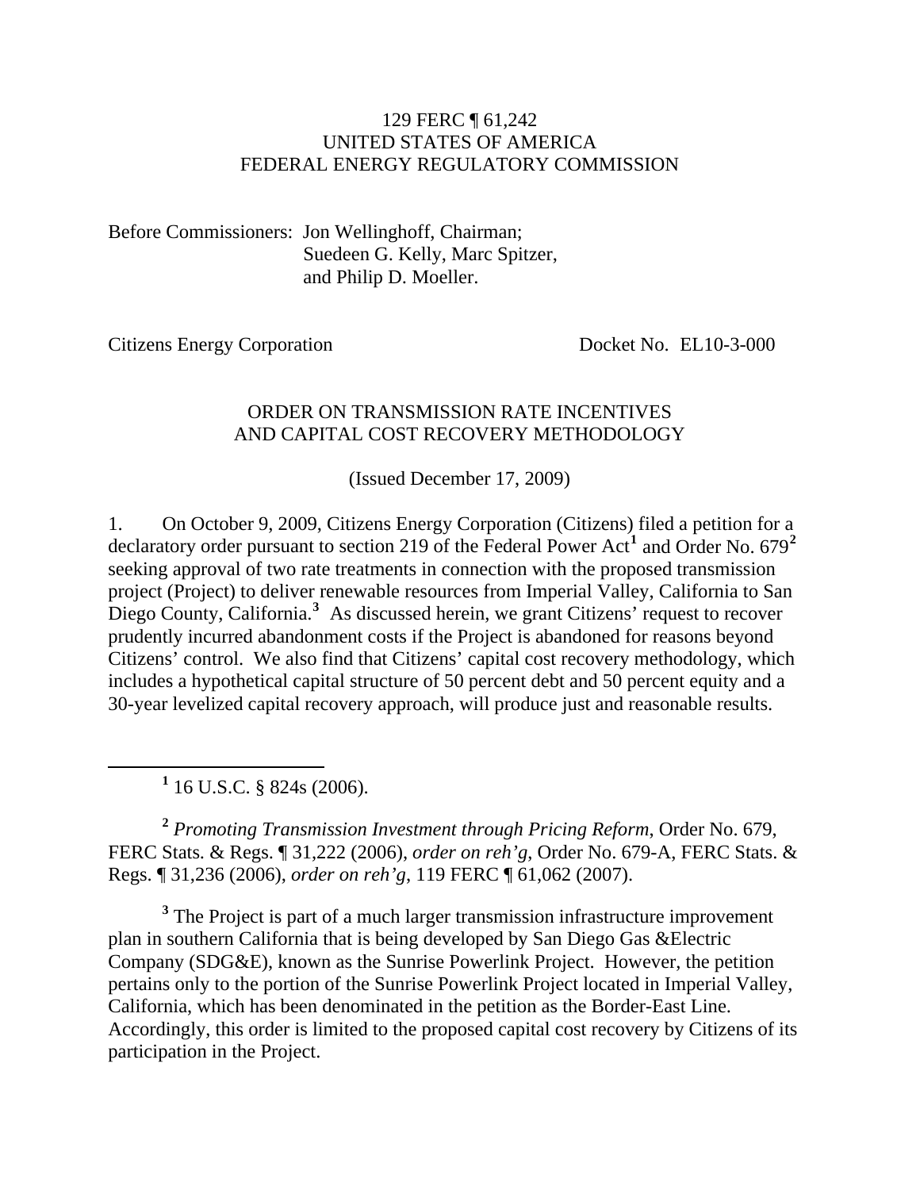129 FERC ¶ 61,242
UNITED STATES OF AMERICA
FEDERAL ENERGY REGULATORY COMMISSION

Before Commissioners: Jon Wellinghoff, Chairman;
Suedeen G. Kelly, Marc Spitzer,
and Philip D. Moeller.

Citizens Energy Corporation                                        Docket No. EL10-3-000

ORDER ON TRANSMISSION RATE INCENTIVES
AND CAPITAL COST RECOVERY METHODOLOGY

(Issued December 17, 2009)

1. On October 9, 2009, Citizens Energy Corporation (Citizens) filed a petition for a declaratory order pursuant to section 219 of the Federal Power Act[1] and Order No. 679[2] seeking approval of two rate treatments in connection with the proposed transmission project (Project) to deliver renewable resources from Imperial Valley, California to San Diego County, California.[3] As discussed herein, we grant Citizens' request to recover prudently incurred abandonment costs if the Project is abandoned for reasons beyond Citizens' control. We also find that Citizens' capital cost recovery methodology, which includes a hypothetical capital structure of 50 percent debt and 50 percent equity and a 30-year levelized capital recovery approach, will produce just and reasonable results.

---

[1] 16 U.S.C. § 824s (2006).

[2] *Promoting Transmission Investment through Pricing Reform*, Order No. 679, FERC Stats. & Regs. ¶ 31,222 (2006), *order on reh'g*, Order No. 679-A, FERC Stats. & Regs. ¶ 31,236 (2006), *order on reh'g*, 119 FERC ¶ 61,062 (2007).

[3] The Project is part of a much larger transmission infrastructure improvement plan in southern California that is being developed by San Diego Gas &Electric Company (SDG&E), known as the Sunrise Powerlink Project. However, the petition pertains only to the portion of the Sunrise Powerlink Project located in Imperial Valley, California, which has been denominated in the petition as the Border-East Line. Accordingly, this order is limited to the proposed capital cost recovery by Citizens of its participation in the Project.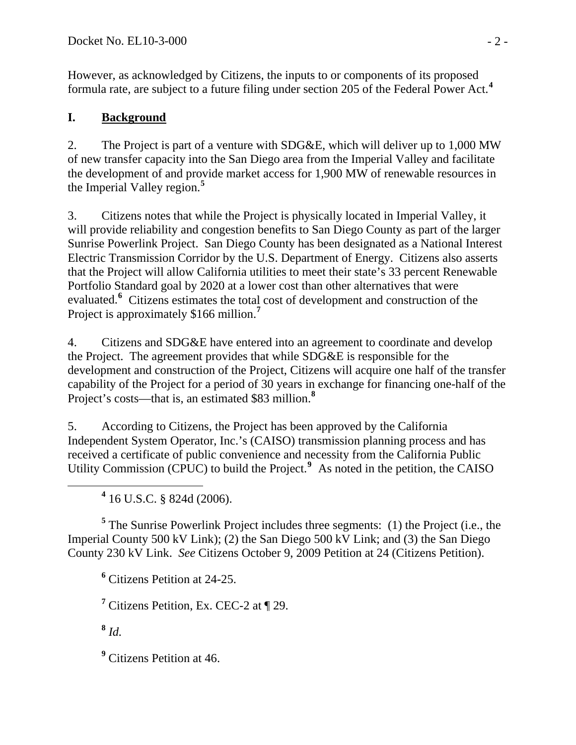However, as acknowledged by Citizens, the inputs to or components of its proposed formula rate, are subject to a future filing under section 205 of the Federal Power Act.[4]

## I. **Background**

2. The Project is part of a venture with SDG&E, which will deliver up to 1,000 MW of new transfer capacity into the San Diego area from the Imperial Valley and facilitate the development of and provide market access for 1,900 MW of renewable resources in the Imperial Valley region.[5]

3. Citizens notes that while the Project is physically located in Imperial Valley, it will provide reliability and congestion benefits to San Diego County as part of the larger Sunrise Powerlink Project. San Diego County has been designated as a National Interest Electric Transmission Corridor by the U.S. Department of Energy. Citizens also asserts that the Project will allow California utilities to meet their state's 33 percent Renewable Portfolio Standard goal by 2020 at a lower cost than other alternatives that were evaluated.[6] Citizens estimates the total cost of development and construction of the Project is approximately $166 million.[7]

4. Citizens and SDG&E have entered into an agreement to coordinate and develop the Project. The agreement provides that while SDG&E is responsible for the development and construction of the Project, Citizens will acquire one half of the transfer capability of the Project for a period of 30 years in exchange for financing one-half of the Project's costs—that is, an estimated $83 million.[8]

5. According to Citizens, the Project has been approved by the California Independent System Operator, Inc.'s (CAISO) transmission planning process and has received a certificate of public convenience and necessity from the California Public Utility Commission (CPUC) to build the Project.[9] As noted in the petition, the CAISO

---

[4] 16 U.S.C. § 824d (2006).

[5] The Sunrise Powerlink Project includes three segments: (1) the Project (i.e., the Imperial County 500 kV Link); (2) the San Diego 500 kV Link; and (3) the San Diego County 230 kV Link. *See* Citizens October 9, 2009 Petition at 24 (Citizens Petition).

[6] Citizens Petition at 24-25.

[7] Citizens Petition, Ex. CEC-2 at ¶ 29.

[8] *Id.*

[9] Citizens Petition at 46.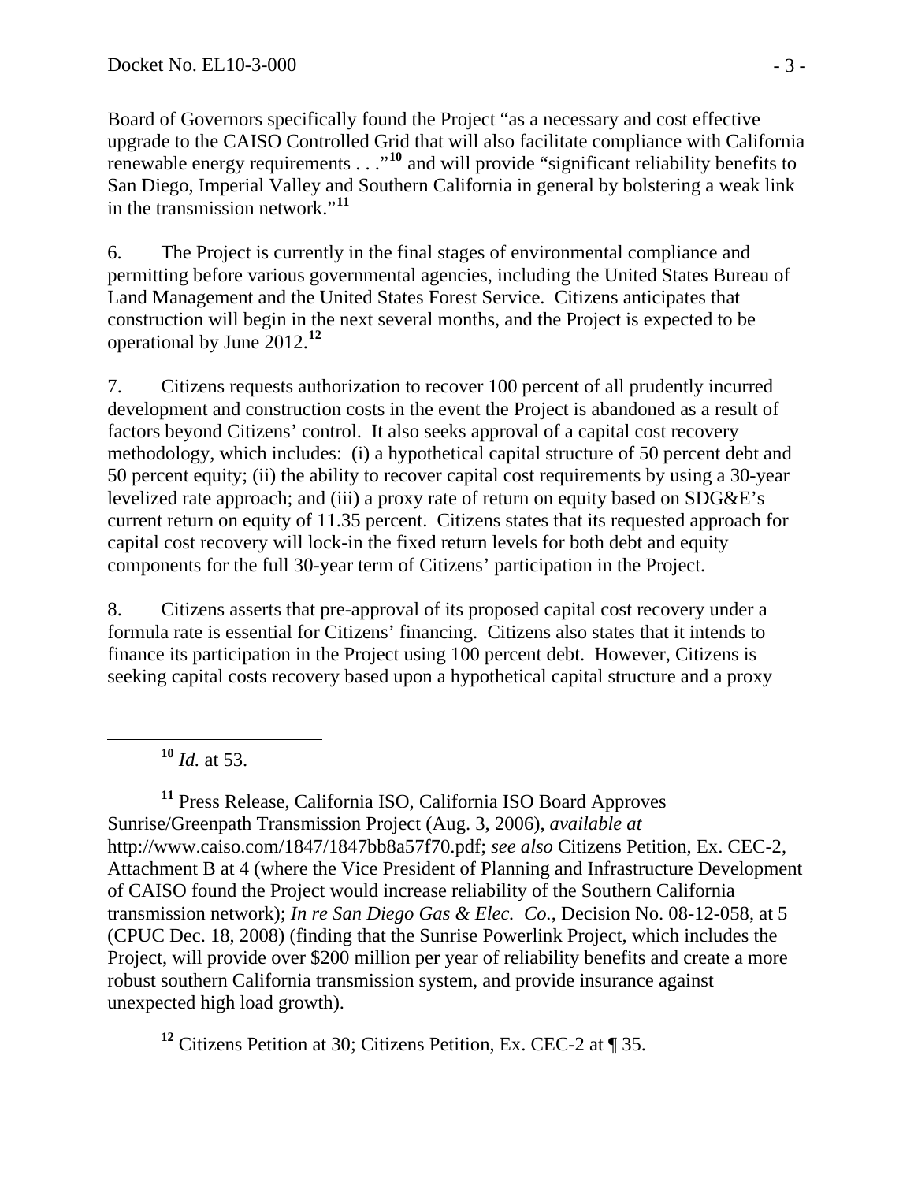Board of Governors specifically found the Project "as a necessary and cost effective upgrade to the CAISO Controlled Grid that will also facilitate compliance with California renewable energy requirements . . ."[10] and will provide "significant reliability benefits to San Diego, Imperial Valley and Southern California in general by bolstering a weak link in the transmission network."[11]

6. The Project is currently in the final stages of environmental compliance and permitting before various governmental agencies, including the United States Bureau of Land Management and the United States Forest Service. Citizens anticipates that construction will begin in the next several months, and the Project is expected to be operational by June 2012.[12]

7. Citizens requests authorization to recover 100 percent of all prudently incurred development and construction costs in the event the Project is abandoned as a result of factors beyond Citizens' control. It also seeks approval of a capital cost recovery methodology, which includes: (i) a hypothetical capital structure of 50 percent debt and 50 percent equity; (ii) the ability to recover capital cost requirements by using a 30-year levelized rate approach; and (iii) a proxy rate of return on equity based on SDG&E's current return on equity of 11.35 percent. Citizens states that its requested approach for capital cost recovery will lock-in the fixed return levels for both debt and equity components for the full 30-year term of Citizens' participation in the Project.

8. Citizens asserts that pre-approval of its proposed capital cost recovery under a formula rate is essential for Citizens' financing. Citizens also states that it intends to finance its participation in the Project using 100 percent debt. However, Citizens is seeking capital costs recovery based upon a hypothetical capital structure and a proxy

---

[10] *Id.* at 53.

[11] Press Release, California ISO, California ISO Board Approves Sunrise/Greenpath Transmission Project (Aug. 3, 2006), *available at* http://www.caiso.com/1847/1847bb8a57f70.pdf; *see also* Citizens Petition, Ex. CEC-2, Attachment B at 4 (where the Vice President of Planning and Infrastructure Development of CAISO found the Project would increase reliability of the Southern California transmission network); *In re San Diego Gas & Elec. Co.*, Decision No. 08-12-058, at 5 (CPUC Dec. 18, 2008) (finding that the Sunrise Powerlink Project, which includes the Project, will provide over $200 million per year of reliability benefits and create a more robust southern California transmission system, and provide insurance against unexpected high load growth).

[12] Citizens Petition at 30; Citizens Petition, Ex. CEC-2 at ¶ 35.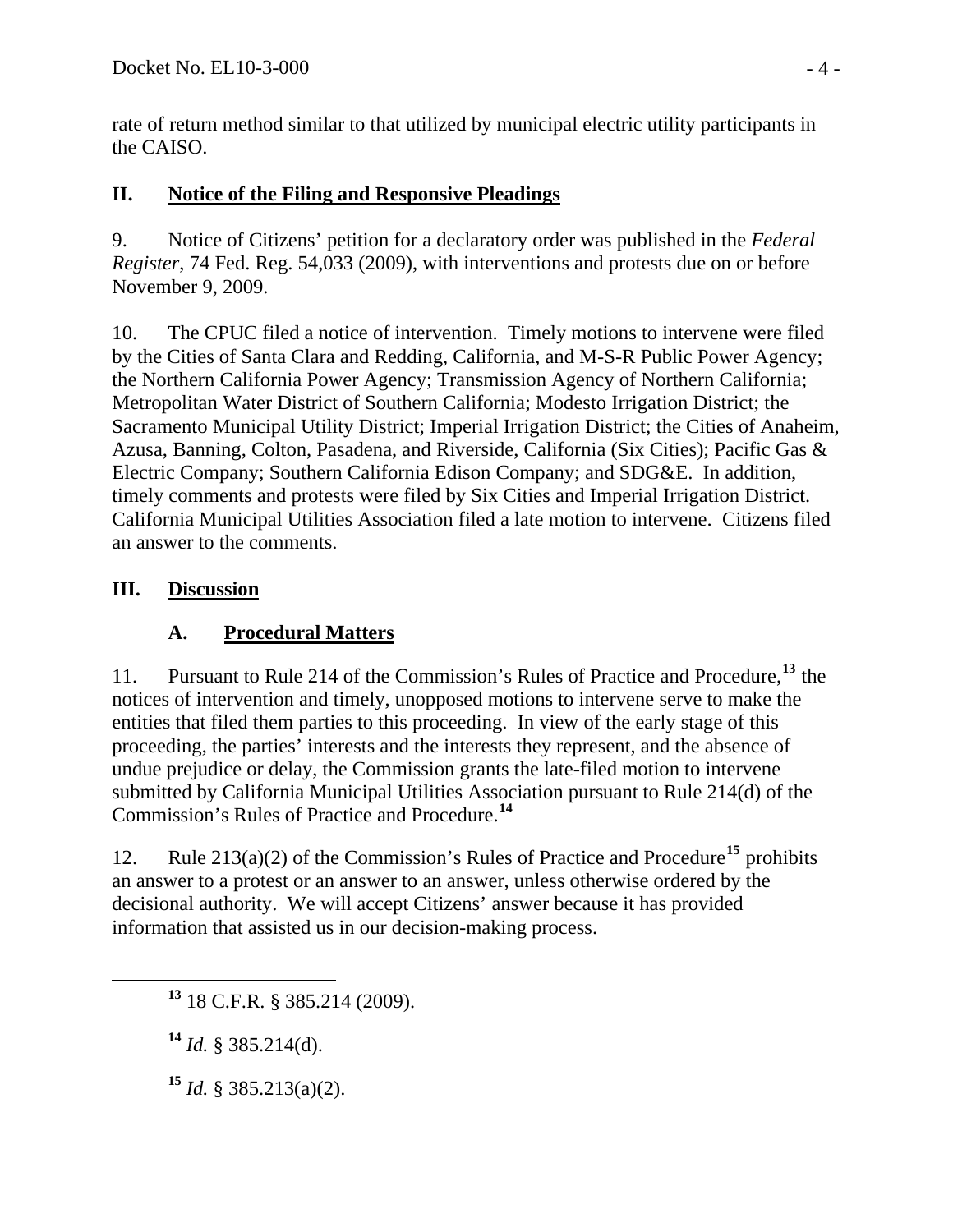rate of return method similar to that utilized by municipal electric utility participants in the CAISO.

## II. Notice of the Filing and Responsive Pleadings

9. Notice of Citizens' petition for a declaratory order was published in the *Federal Register*, 74 Fed. Reg. 54,033 (2009), with interventions and protests due on or before November 9, 2009.

10. The CPUC filed a notice of intervention. Timely motions to intervene were filed by the Cities of Santa Clara and Redding, California, and M-S-R Public Power Agency; the Northern California Power Agency; Transmission Agency of Northern California; Metropolitan Water District of Southern California; Modesto Irrigation District; the Sacramento Municipal Utility District; Imperial Irrigation District; the Cities of Anaheim, Azusa, Banning, Colton, Pasadena, and Riverside, California (Six Cities); Pacific Gas & Electric Company; Southern California Edison Company; and SDG&E. In addition, timely comments and protests were filed by Six Cities and Imperial Irrigation District. California Municipal Utilities Association filed a late motion to intervene. Citizens filed an answer to the comments.

## III. Discussion

### A. Procedural Matters

11. Pursuant to Rule 214 of the Commission's Rules of Practice and Procedure,[13] the notices of intervention and timely, unopposed motions to intervene serve to make the entities that filed them parties to this proceeding. In view of the early stage of this proceeding, the parties' interests and the interests they represent, and the absence of undue prejudice or delay, the Commission grants the late-filed motion to intervene submitted by California Municipal Utilities Association pursuant to Rule 214(d) of the Commission's Rules of Practice and Procedure.[14]

12. Rule 213(a)(2) of the Commission's Rules of Practice and Procedure[15] prohibits an answer to a protest or an answer to an answer, unless otherwise ordered by the decisional authority. We will accept Citizens' answer because it has provided information that assisted us in our decision-making process.

---

[13] 18 C.F.R. § 385.214 (2009).

[14] *Id.* § 385.214(d).

[15] *Id.* § 385.213(a)(2).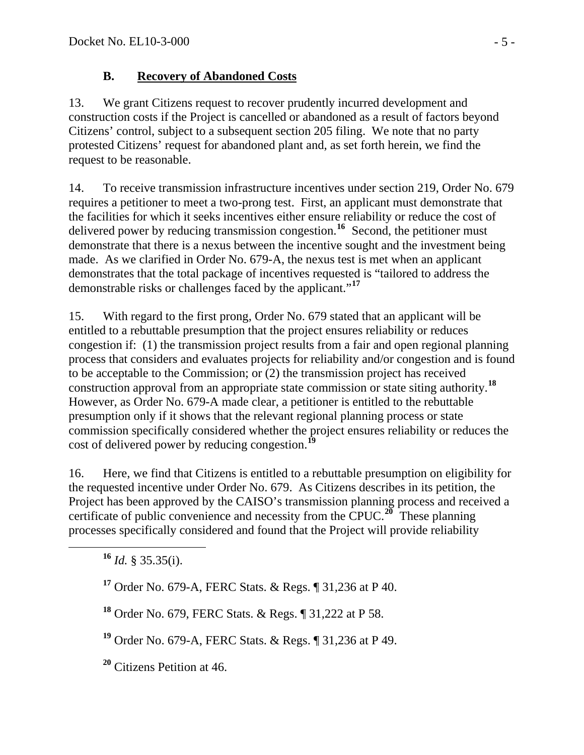### B. Recovery of Abandoned Costs

13. We grant Citizens request to recover prudently incurred development and construction costs if the Project is cancelled or abandoned as a result of factors beyond Citizens' control, subject to a subsequent section 205 filing. We note that no party protested Citizens' request for abandoned plant and, as set forth herein, we find the request to be reasonable.

14. To receive transmission infrastructure incentives under section 219, Order No. 679 requires a petitioner to meet a two-prong test. First, an applicant must demonstrate that the facilities for which it seeks incentives either ensure reliability or reduce the cost of delivered power by reducing transmission congestion.[16] Second, the petitioner must demonstrate that there is a nexus between the incentive sought and the investment being made. As we clarified in Order No. 679-A, the nexus test is met when an applicant demonstrates that the total package of incentives requested is "tailored to address the demonstrable risks or challenges faced by the applicant."[17]

15. With regard to the first prong, Order No. 679 stated that an applicant will be entitled to a rebuttable presumption that the project ensures reliability or reduces congestion if: (1) the transmission project results from a fair and open regional planning process that considers and evaluates projects for reliability and/or congestion and is found to be acceptable to the Commission; or (2) the transmission project has received construction approval from an appropriate state commission or state siting authority.[18] However, as Order No. 679-A made clear, a petitioner is entitled to the rebuttable presumption only if it shows that the relevant regional planning process or state commission specifically considered whether the project ensures reliability or reduces the cost of delivered power by reducing congestion.[19]

16. Here, we find that Citizens is entitled to a rebuttable presumption on eligibility for the requested incentive under Order No. 679. As Citizens describes in its petition, the Project has been approved by the CAISO's transmission planning process and received a certificate of public convenience and necessity from the CPUC.[20] These planning processes specifically considered and found that the Project will provide reliability

---

[16] *Id.* § 35.35(i).

[17] Order No. 679-A, FERC Stats. & Regs. ¶ 31,236 at P 40.

[18] Order No. 679, FERC Stats. & Regs. ¶ 31,222 at P 58.

[19] Order No. 679-A, FERC Stats. & Regs. ¶ 31,236 at P 49.

[20] Citizens Petition at 46.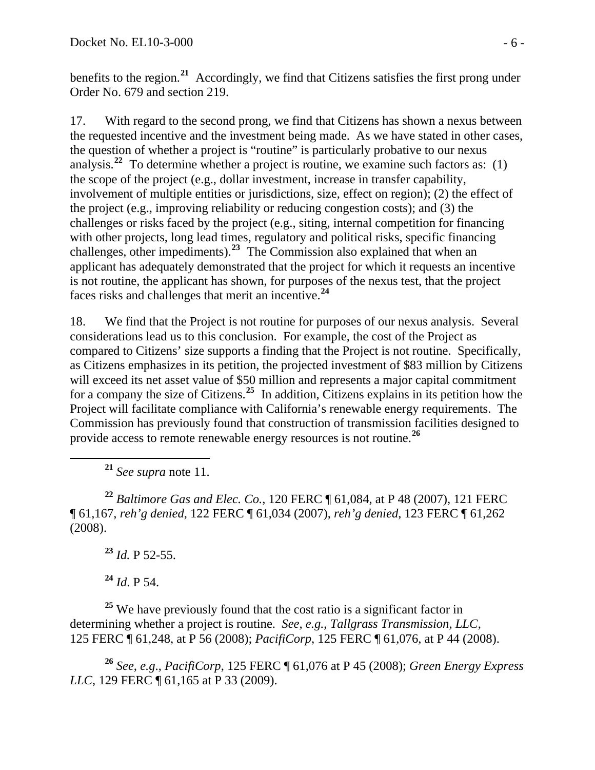benefits to the region.[21] Accordingly, we find that Citizens satisfies the first prong under Order No. 679 and section 219.

17. With regard to the second prong, we find that Citizens has shown a nexus between the requested incentive and the investment being made. As we have stated in other cases, the question of whether a project is "routine" is particularly probative to our nexus analysis.[22] To determine whether a project is routine, we examine such factors as: (1) the scope of the project (e.g., dollar investment, increase in transfer capability, involvement of multiple entities or jurisdictions, size, effect on region); (2) the effect of the project (e.g., improving reliability or reducing congestion costs); and (3) the challenges or risks faced by the project (e.g., siting, internal competition for financing with other projects, long lead times, regulatory and political risks, specific financing challenges, other impediments).[23] The Commission also explained that when an applicant has adequately demonstrated that the project for which it requests an incentive is not routine, the applicant has shown, for purposes of the nexus test, that the project faces risks and challenges that merit an incentive.[24]

18. We find that the Project is not routine for purposes of our nexus analysis. Several considerations lead us to this conclusion. For example, the cost of the Project as compared to Citizens' size supports a finding that the Project is not routine. Specifically, as Citizens emphasizes in its petition, the projected investment of $83 million by Citizens will exceed its net asset value of $50 million and represents a major capital commitment for a company the size of Citizens.[25] In addition, Citizens explains in its petition how the Project will facilitate compliance with California's renewable energy requirements. The Commission has previously found that construction of transmission facilities designed to provide access to remote renewable energy resources is not routine.[26]

---

[21] *See supra* note 11.

[22] *Baltimore Gas and Elec. Co.*, 120 FERC ¶ 61,084, at P 48 (2007), 121 FERC ¶ 61,167, *reh'g denied*, 122 FERC ¶ 61,034 (2007), *reh'g denied*, 123 FERC ¶ 61,262 (2008).

[23] *Id.* P 52-55.

[24] *Id*. P 54.

[25] We have previously found that the cost ratio is a significant factor in determining whether a project is routine. *See, e.g.*, *Tallgrass Transmission, LLC*, 125 FERC ¶ 61,248, at P 56 (2008); *PacifiCorp*, 125 FERC ¶ 61,076, at P 44 (2008).

[26] *See, e.g.*, *PacifiCorp*, 125 FERC ¶ 61,076 at P 45 (2008); *Green Energy Express LLC*, 129 FERC ¶ 61,165 at P 33 (2009).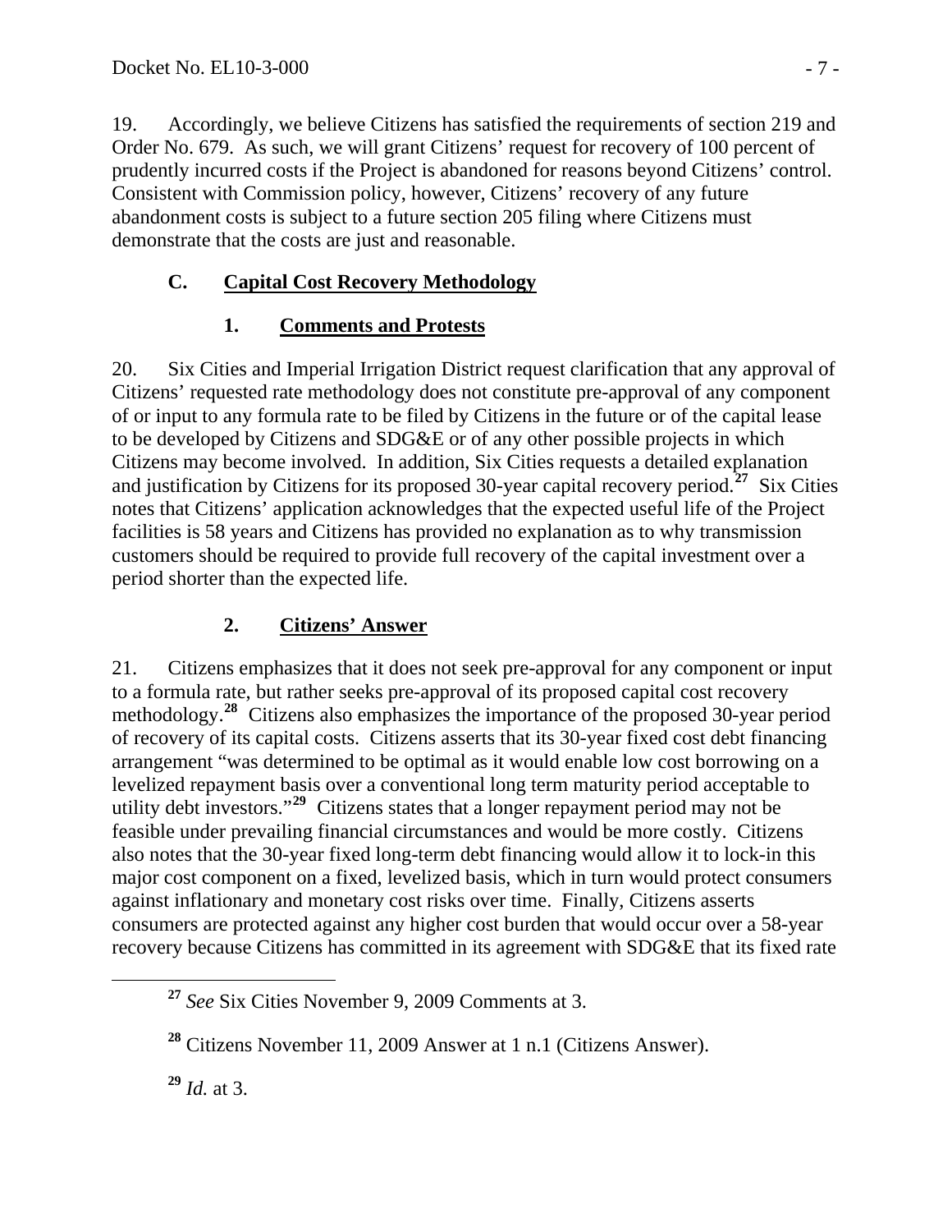19. Accordingly, we believe Citizens has satisfied the requirements of section 219 and Order No. 679. As such, we will grant Citizens' request for recovery of 100 percent of prudently incurred costs if the Project is abandoned for reasons beyond Citizens' control. Consistent with Commission policy, however, Citizens' recovery of any future abandonment costs is subject to a future section 205 filing where Citizens must demonstrate that the costs are just and reasonable.

### C. Capital Cost Recovery Methodology

#### 1. Comments and Protests

20. Six Cities and Imperial Irrigation District request clarification that any approval of Citizens' requested rate methodology does not constitute pre-approval of any component of or input to any formula rate to be filed by Citizens in the future or of the capital lease to be developed by Citizens and SDG&E or of any other possible projects in which Citizens may become involved. In addition, Six Cities requests a detailed explanation and justification by Citizens for its proposed 30-year capital recovery period.[27] Six Cities notes that Citizens' application acknowledges that the expected useful life of the Project facilities is 58 years and Citizens has provided no explanation as to why transmission customers should be required to provide full recovery of the capital investment over a period shorter than the expected life.

#### 2. Citizens' Answer

21. Citizens emphasizes that it does not seek pre-approval for any component or input to a formula rate, but rather seeks pre-approval of its proposed capital cost recovery methodology.[28] Citizens also emphasizes the importance of the proposed 30-year period of recovery of its capital costs. Citizens asserts that its 30-year fixed cost debt financing arrangement "was determined to be optimal as it would enable low cost borrowing on a levelized repayment basis over a conventional long term maturity period acceptable to utility debt investors."[29] Citizens states that a longer repayment period may not be feasible under prevailing financial circumstances and would be more costly. Citizens also notes that the 30-year fixed long-term debt financing would allow it to lock-in this major cost component on a fixed, levelized basis, which in turn would protect consumers against inflationary and monetary cost risks over time. Finally, Citizens asserts consumers are protected against any higher cost burden that would occur over a 58-year recovery because Citizens has committed in its agreement with SDG&E that its fixed rate

---

[27] *See* Six Cities November 9, 2009 Comments at 3.

[28] Citizens November 11, 2009 Answer at 1 n.1 (Citizens Answer).

[29] *Id.* at 3.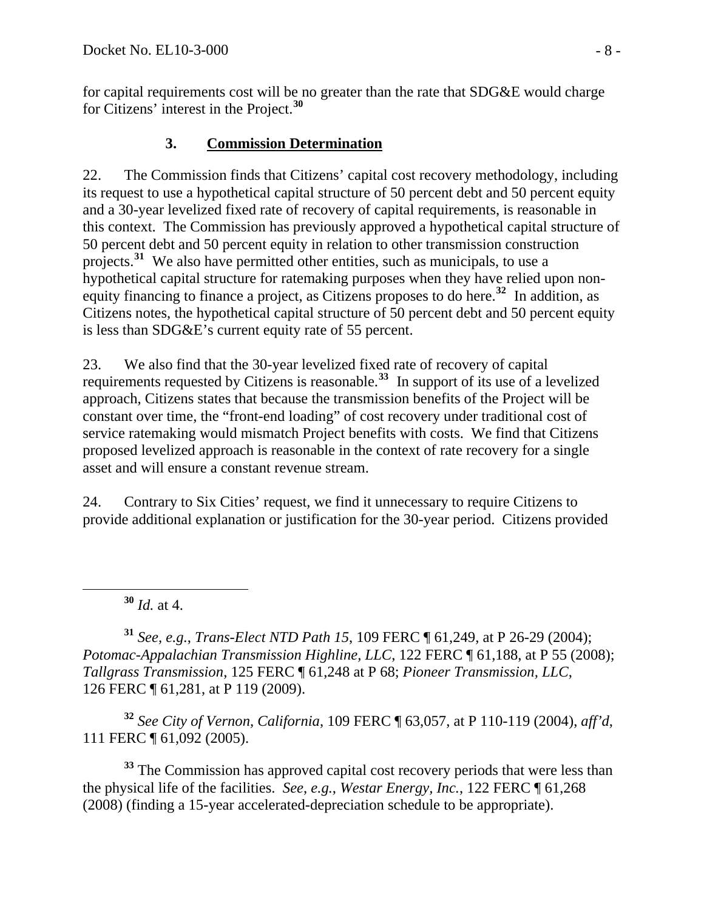for capital requirements cost will be no greater than the rate that SDG&E would charge for Citizens' interest in the Project.[30]

### 3. Commission Determination

22. The Commission finds that Citizens' capital cost recovery methodology, including its request to use a hypothetical capital structure of 50 percent debt and 50 percent equity and a 30-year levelized fixed rate of recovery of capital requirements, is reasonable in this context. The Commission has previously approved a hypothetical capital structure of 50 percent debt and 50 percent equity in relation to other transmission construction projects.[31] We also have permitted other entities, such as municipals, to use a hypothetical capital structure for ratemaking purposes when they have relied upon non-equity financing to finance a project, as Citizens proposes to do here.[32] In addition, as Citizens notes, the hypothetical capital structure of 50 percent debt and 50 percent equity is less than SDG&E's current equity rate of 55 percent.

23. We also find that the 30-year levelized fixed rate of recovery of capital requirements requested by Citizens is reasonable.[33] In support of its use of a levelized approach, Citizens states that because the transmission benefits of the Project will be constant over time, the "front-end loading" of cost recovery under traditional cost of service ratemaking would mismatch Project benefits with costs. We find that Citizens proposed levelized approach is reasonable in the context of rate recovery for a single asset and will ensure a constant revenue stream.

24. Contrary to Six Cities' request, we find it unnecessary to require Citizens to provide additional explanation or justification for the 30-year period. Citizens provided

---

[30] *Id.* at 4.

[31] *See, e.g.*, *Trans-Elect NTD Path 15*, 109 FERC ¶ 61,249, at P 26-29 (2004); *Potomac-Appalachian Transmission Highline, LLC*, 122 FERC ¶ 61,188, at P 55 (2008); *Tallgrass Transmission*, 125 FERC ¶ 61,248 at P 68; *Pioneer Transmission, LLC*, 126 FERC ¶ 61,281, at P 119 (2009).

[32] *See City of Vernon, California*, 109 FERC ¶ 63,057, at P 110-119 (2004), *aff'd*, 111 FERC ¶ 61,092 (2005).

[33] The Commission has approved capital cost recovery periods that were less than the physical life of the facilities. *See, e.g.*, *Westar Energy, Inc.*, 122 FERC ¶ 61,268 (2008) (finding a 15-year accelerated-depreciation schedule to be appropriate).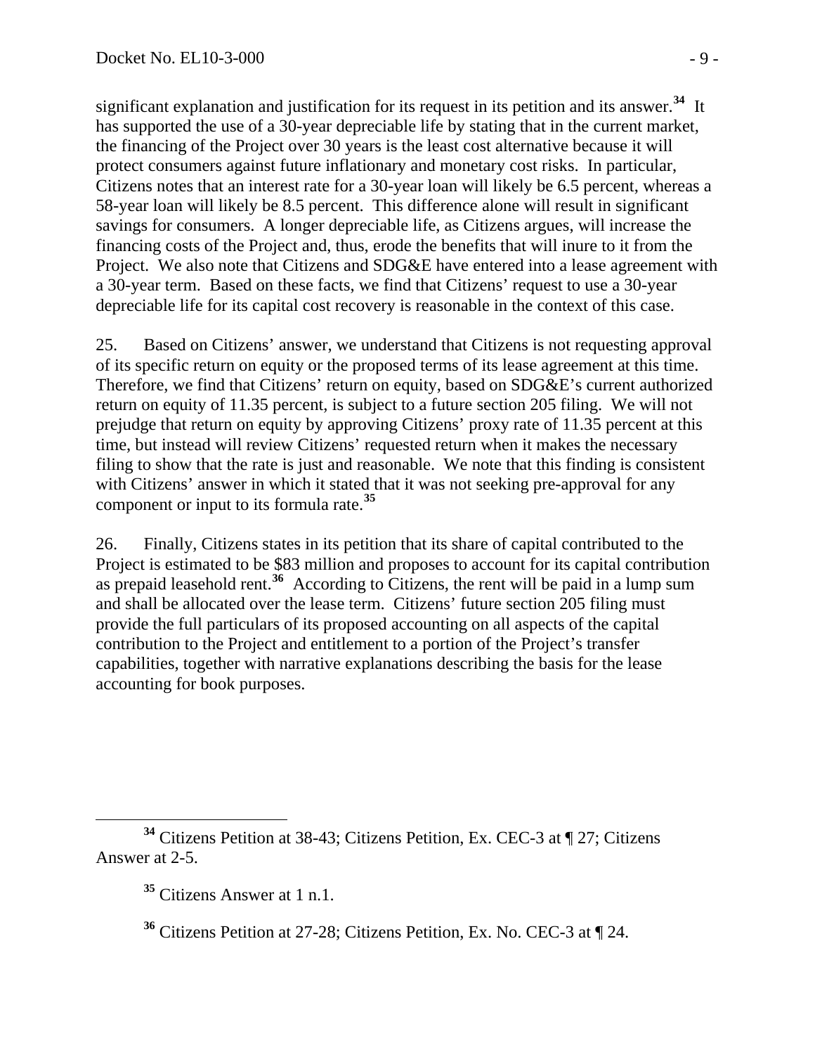significant explanation and justification for its request in its petition and its answer.[34] It has supported the use of a 30-year depreciable life by stating that in the current market, the financing of the Project over 30 years is the least cost alternative because it will protect consumers against future inflationary and monetary cost risks. In particular, Citizens notes that an interest rate for a 30-year loan will likely be 6.5 percent, whereas a 58-year loan will likely be 8.5 percent. This difference alone will result in significant savings for consumers. A longer depreciable life, as Citizens argues, will increase the financing costs of the Project and, thus, erode the benefits that will inure to it from the Project. We also note that Citizens and SDG&E have entered into a lease agreement with a 30-year term. Based on these facts, we find that Citizens' request to use a 30-year depreciable life for its capital cost recovery is reasonable in the context of this case.

25. Based on Citizens' answer, we understand that Citizens is not requesting approval of its specific return on equity or the proposed terms of its lease agreement at this time. Therefore, we find that Citizens' return on equity, based on SDG&E's current authorized return on equity of 11.35 percent, is subject to a future section 205 filing. We will not prejudge that return on equity by approving Citizens' proxy rate of 11.35 percent at this time, but instead will review Citizens' requested return when it makes the necessary filing to show that the rate is just and reasonable. We note that this finding is consistent with Citizens' answer in which it stated that it was not seeking pre-approval for any component or input to its formula rate.[35]

26. Finally, Citizens states in its petition that its share of capital contributed to the Project is estimated to be $83 million and proposes to account for its capital contribution as prepaid leasehold rent.[36] According to Citizens, the rent will be paid in a lump sum and shall be allocated over the lease term. Citizens' future section 205 filing must provide the full particulars of its proposed accounting on all aspects of the capital contribution to the Project and entitlement to a portion of the Project's transfer capabilities, together with narrative explanations describing the basis for the lease accounting for book purposes.

[34] Citizens Petition at 38-43; Citizens Petition, Ex. CEC-3 at ¶ 27; Citizens Answer at 2-5.

[35] Citizens Answer at 1 n.1.

[36] Citizens Petition at 27-28; Citizens Petition, Ex. No. CEC-3 at ¶ 24.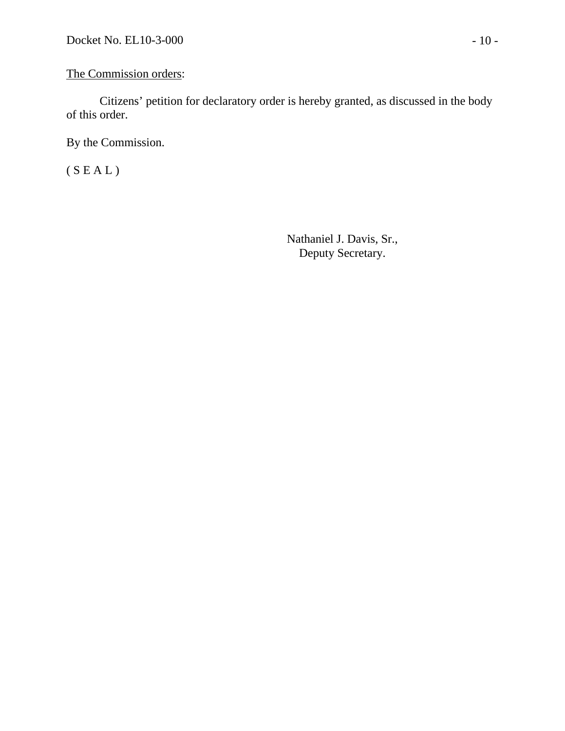The Commission orders:

Citizens' petition for declaratory order is hereby granted, as discussed in the body of this order.

By the Commission.

( S E A L )

Nathaniel J. Davis, Sr.,
Deputy Secretary.